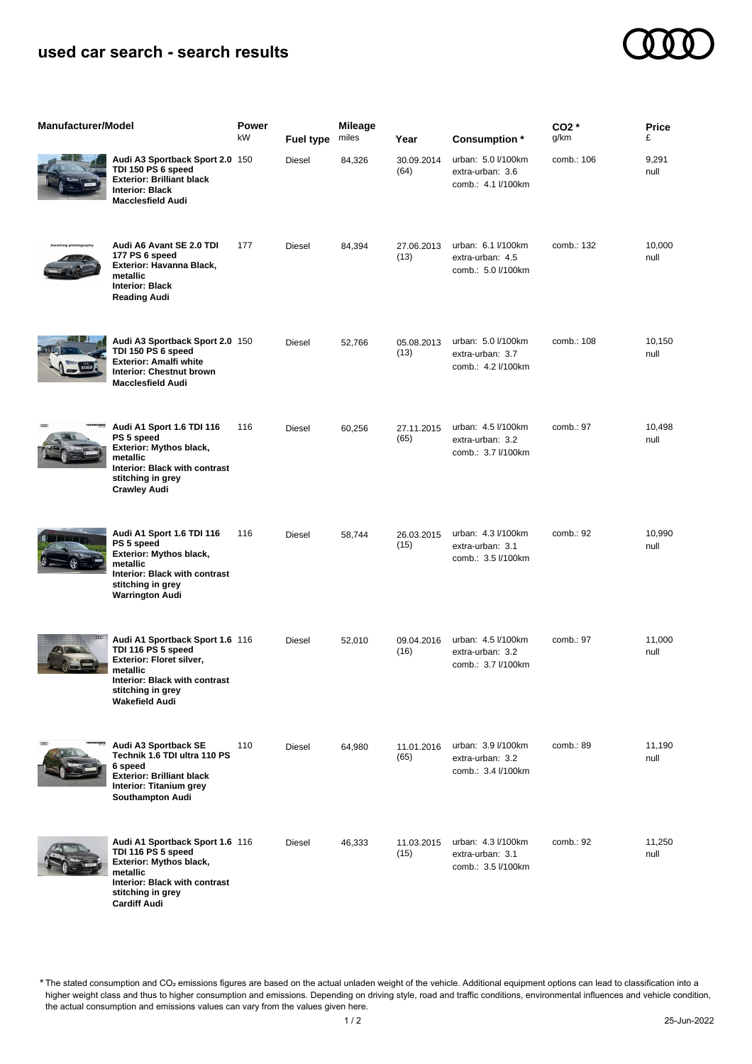## used car search - search results

| Manufacturer/Model | Power kW | Fuel type | Mileage miles | Year | Consumption * | $CO_2$ * g/km | Price £ |
|---|---|---|---|---|---|---|---|
| **Audi A3 Sportback Sport 2.0 TDI 150 PS 6 speed**<br>**Exterior: Brilliant black**<br>**Interior: Black**<br>**Macclesfield Audi** | 150 | Diesel | 84,326 | 30.09.2014 (64) | urban: 5.0 l/100km<br>extra-urban: 3.6<br>comb.: 4.1 l/100km | comb.: 106 | 9,291<br>null |
| **Audi A6 Avant SE 2.0 TDI 177 PS 6 speed**<br>**Exterior: Havanna Black, metallic**<br>**Interior: Black**<br>**Reading Audi** | 177 | Diesel | 84,394 | 27.06.2013 (13) | urban: 6.1 l/100km<br>extra-urban: 4.5<br>comb.: 5.0 l/100km | comb.: 132 | 10,000<br>null |
| **Audi A3 Sportback Sport 2.0 TDI 150 PS 6 speed**<br>**Exterior: Amalfi white**<br>**Interior: Chestnut brown**<br>**Macclesfield Audi** | 150 | Diesel | 52,766 | 05.08.2013 (13) | urban: 5.0 l/100km<br>extra-urban: 3.7<br>comb.: 4.2 l/100km | comb.: 108 | 10,150<br>null |
| **Audi A1 Sport 1.6 TDI 116 PS 5 speed**<br>**Exterior: Mythos black, metallic**<br>**Interior: Black with contrast stitching in grey**<br>**Crawley Audi** | 116 | Diesel | 60,256 | 27.11.2015 (65) | urban: 4.5 l/100km<br>extra-urban: 3.2<br>comb.: 3.7 l/100km | comb.: 97 | 10,498<br>null |
| **Audi A1 Sport 1.6 TDI 116 PS 5 speed**<br>**Exterior: Mythos black, metallic**<br>**Interior: Black with contrast stitching in grey**<br>**Warrington Audi** | 116 | Diesel | 58,744 | 26.03.2015 (15) | urban: 4.3 l/100km<br>extra-urban: 3.1<br>comb.: 3.5 l/100km | comb.: 92 | 10,990<br>null |
| **Audi A1 Sportback Sport 1.6 TDI 116 PS 5 speed**<br>**Exterior: Floret silver, metallic**<br>**Interior: Black with contrast stitching in grey**<br>**Wakefield Audi** | 116 | Diesel | 52,010 | 09.04.2016 (16) | urban: 4.5 l/100km<br>extra-urban: 3.2<br>comb.: 3.7 l/100km | comb.: 97 | 11,000<br>null |
| **Audi A3 Sportback SE Technik 1.6 TDI ultra 110 PS 6 speed**<br>**Exterior: Brilliant black**<br>**Interior: Titanium grey**<br>**Southampton Audi** | 110 | Diesel | 64,980 | 11.01.2016 (65) | urban: 3.9 l/100km<br>extra-urban: 3.2<br>comb.: 3.4 l/100km | comb.: 89 | 11,190<br>null |
| **Audi A1 Sportback Sport 1.6 TDI 116 PS 5 speed**<br>**Exterior: Mythos black, metallic**<br>**Interior: Black with contrast stitching in grey**<br>**Cardiff Audi** | 116 | Diesel | 46,333 | 11.03.2015 (15) | urban: 4.3 l/100km<br>extra-urban: 3.1<br>comb.: 3.5 l/100km | comb.: 92 | 11,250<br>null |

* The stated consumption and $CO_2$ emissions figures are based on the actual unladen weight of the vehicle. Additional equipment options can lead to classification into a higher weight class and thus to higher consumption and emissions. Depending on driving style, road and traffic conditions, environmental influences and vehicle condition, the actual consumption and emissions values can vary from the values given here.

25-Jun-2022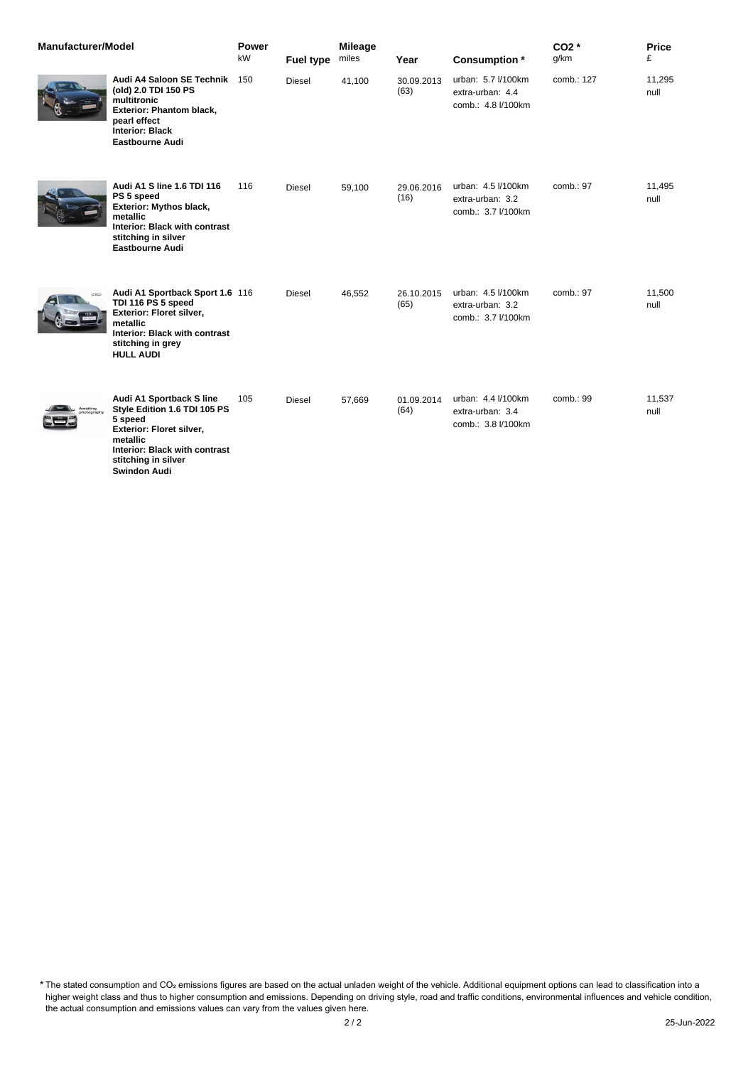| Manufacturer/Model | Power kW | Fuel type | Mileage miles | Year | Consumption * | $CO_2$ * g/km | Price £ |
|---|---|---|---|---|---|---|---|
| **Audi A4 Saloon SE Technik (old) 2.0 TDI 150 PS multitronic**<br>**Exterior: Phantom black, pearl effect**<br>**Interior: Black**<br>**Eastbourne Audi** | 150 | Diesel | 41,100 | 30.09.2013 (63) | urban: 5.7 l/100km<br>extra-urban: 4.4<br>comb.: 4.8 l/100km | comb.: 127 | 11,295 null |
| **Audi A1 S line 1.6 TDI 116 PS 5 speed**<br>**Exterior: Mythos black, metallic**<br>**Interior: Black with contrast stitching in silver**<br>**Eastbourne Audi** | 116 | Diesel | 59,100 | 29.06.2016 (16) | urban: 4.5 l/100km<br>extra-urban: 3.2<br>comb.: 3.7 l/100km | comb.: 97 | 11,495 null |
| **Audi A1 Sportback Sport 1.6 TDI 116 PS 5 speed**<br>**Exterior: Floret silver, metallic**<br>**Interior: Black with contrast stitching in grey**<br>**HULL AUDI** | 116 | Diesel | 46,552 | 26.10.2015 (65) | urban: 4.5 l/100km<br>extra-urban: 3.2<br>comb.: 3.7 l/100km | comb.: 97 | 11,500 null |
| **Audi A1 Sportback S line Style Edition 1.6 TDI 105 PS 5 speed**<br>**Exterior: Floret silver, metallic**<br>**Interior: Black with contrast stitching in silver**<br>**Swindon Audi** | 105 | Diesel | 57,669 | 01.09.2014 (64) | urban: 4.4 l/100km<br>extra-urban: 3.4<br>comb.: 3.8 l/100km | comb.: 99 | 11,537 null |

\* The stated consumption and $CO_2$ emissions figures are based on the actual unladen weight of the vehicle. Additional equipment options can lead to classification into a higher weight class and thus to higher consumption and emissions. Depending on driving style, road and traffic conditions, environmental influences and vehicle condition, the actual consumption and emissions values can vary from the values given here.

25-Jun-2022